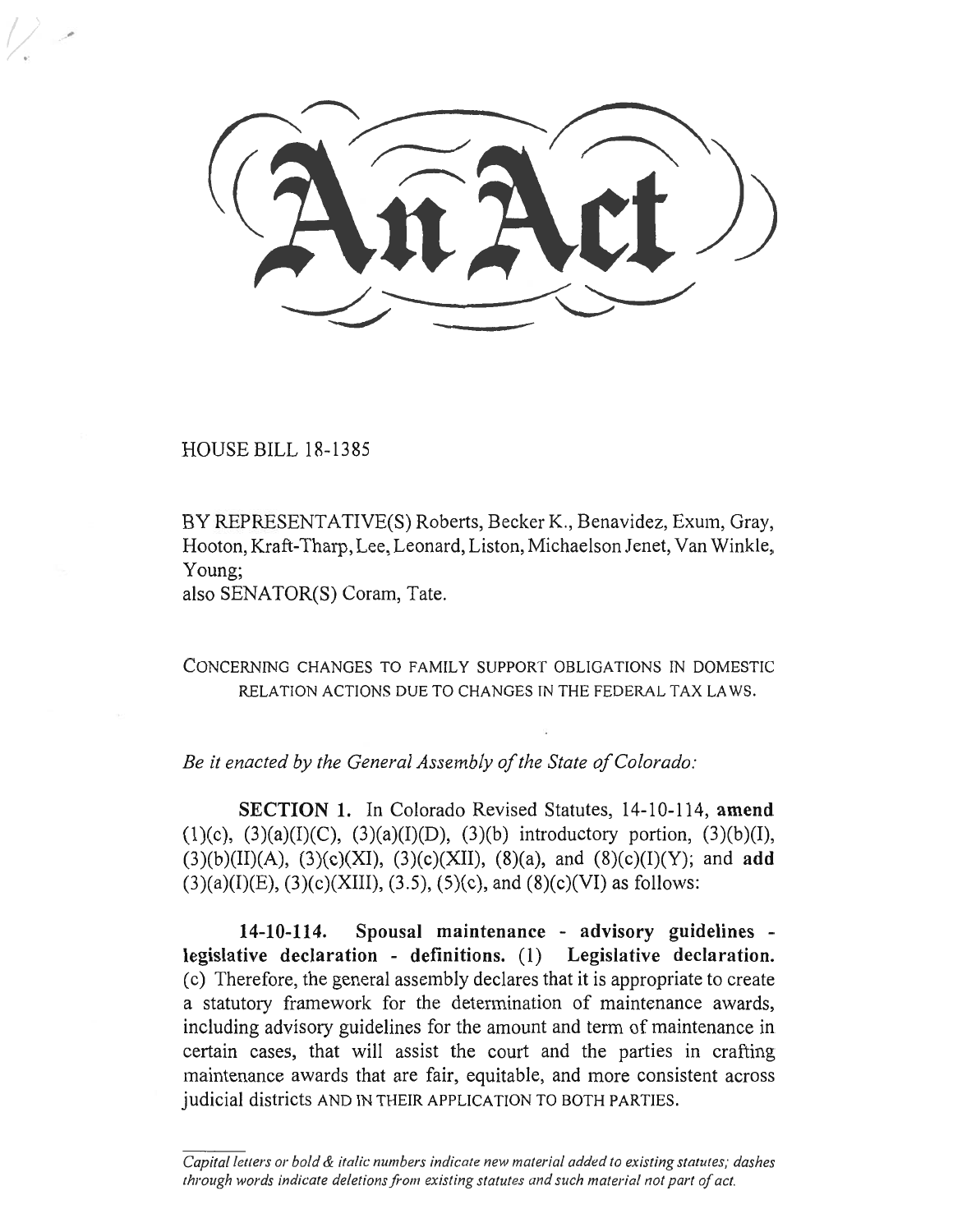# An Act

HOUSE BILL 18-1385

BY REPRESENTATIVE(S) Roberts, Becker K., Benavidez, Exum, Gray, Hooton, Kraft-Tharp, Lee, Leonard, Liston, Michaelson Jenet, Van Winkle, Young;
also SENATOR(S) Coram, Tate.

CONCERNING CHANGES TO FAMILY SUPPORT OBLIGATIONS IN DOMESTIC RELATION ACTIONS DUE TO CHANGES IN THE FEDERAL TAX LAWS.

*Be it enacted by the General Assembly of the State of Colorado:*

**SECTION 1.** In Colorado Revised Statutes, 14-10-114, **amend** (1)(c), (3)(a)(I)(C), (3)(a)(I)(D), (3)(b) introductory portion, (3)(b)(I), (3)(b)(II)(A), (3)(c)(XI), (3)(c)(XII), (8)(a), and (8)(c)(I)(Y); and **add** (3)(a)(I)(E), (3)(c)(XIII), (3.5), (5)(c), and (8)(c)(VI) as follows:

**14-10-114. Spousal maintenance - advisory guidelines - legislative declaration - definitions.** (1) **Legislative declaration.** (c) Therefore, the general assembly declares that it is appropriate to create a statutory framework for the determination of maintenance awards, including advisory guidelines for the amount and term of maintenance in certain cases, that will assist the court and the parties in crafting maintenance awards that are fair, equitable, and more consistent across judicial districts AND IN THEIR APPLICATION TO BOTH PARTIES.

*Capital letters or bold & italic numbers indicate new material added to existing statutes; dashes through words indicate deletions from existing statutes and such material not part of act.*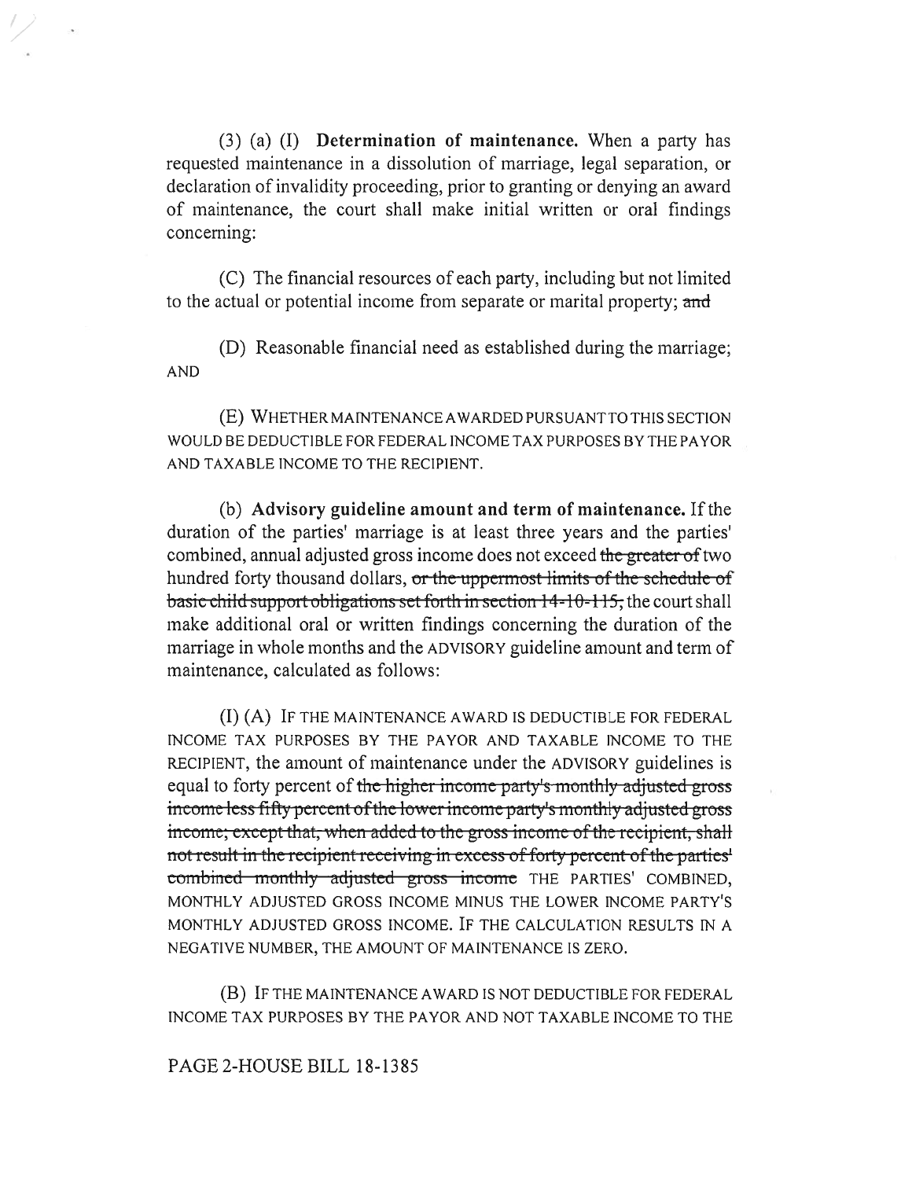(3) (a) (I) **Determination of maintenance.** When a party has requested maintenance in a dissolution of marriage, legal separation, or declaration of invalidity proceeding, prior to granting or denying an award of maintenance, the court shall make initial written or oral findings concerning:

(C) The financial resources of each party, including but not limited to the actual or potential income from separate or marital property; ~~and~~

(D) Reasonable financial need as established during the marriage; AND

(E) WHETHER MAINTENANCE AWARDED PURSUANT TO THIS SECTION WOULD BE DEDUCTIBLE FOR FEDERAL INCOME TAX PURPOSES BY THE PAYOR AND TAXABLE INCOME TO THE RECIPIENT.

(b) **Advisory guideline amount and term of maintenance.** If the duration of the parties' marriage is at least three years and the parties' combined, annual adjusted gross income does not exceed ~~the greater of~~ two hundred forty thousand dollars, ~~or the uppermost limits of the schedule of basic child support obligations set forth in section 14-10-115,~~ the court shall make additional oral or written findings concerning the duration of the marriage in whole months and the ADVISORY guideline amount and term of maintenance, calculated as follows:

(I) (A) IF THE MAINTENANCE AWARD IS DEDUCTIBLE FOR FEDERAL INCOME TAX PURPOSES BY THE PAYOR AND TAXABLE INCOME TO THE RECIPIENT, the amount of maintenance under the ADVISORY guidelines is equal to forty percent of ~~the higher income party's monthly adjusted gross income less fifty percent of the lower income party's monthly adjusted gross income; except that, when added to the gross income of the recipient, shall not result in the recipient receiving in excess of forty percent of the parties' combined monthly adjusted gross income~~ THE PARTIES' COMBINED, MONTHLY ADJUSTED GROSS INCOME MINUS THE LOWER INCOME PARTY'S MONTHLY ADJUSTED GROSS INCOME. IF THE CALCULATION RESULTS IN A NEGATIVE NUMBER, THE AMOUNT OF MAINTENANCE IS ZERO.

(B) IF THE MAINTENANCE AWARD IS NOT DEDUCTIBLE FOR FEDERAL INCOME TAX PURPOSES BY THE PAYOR AND NOT TAXABLE INCOME TO THE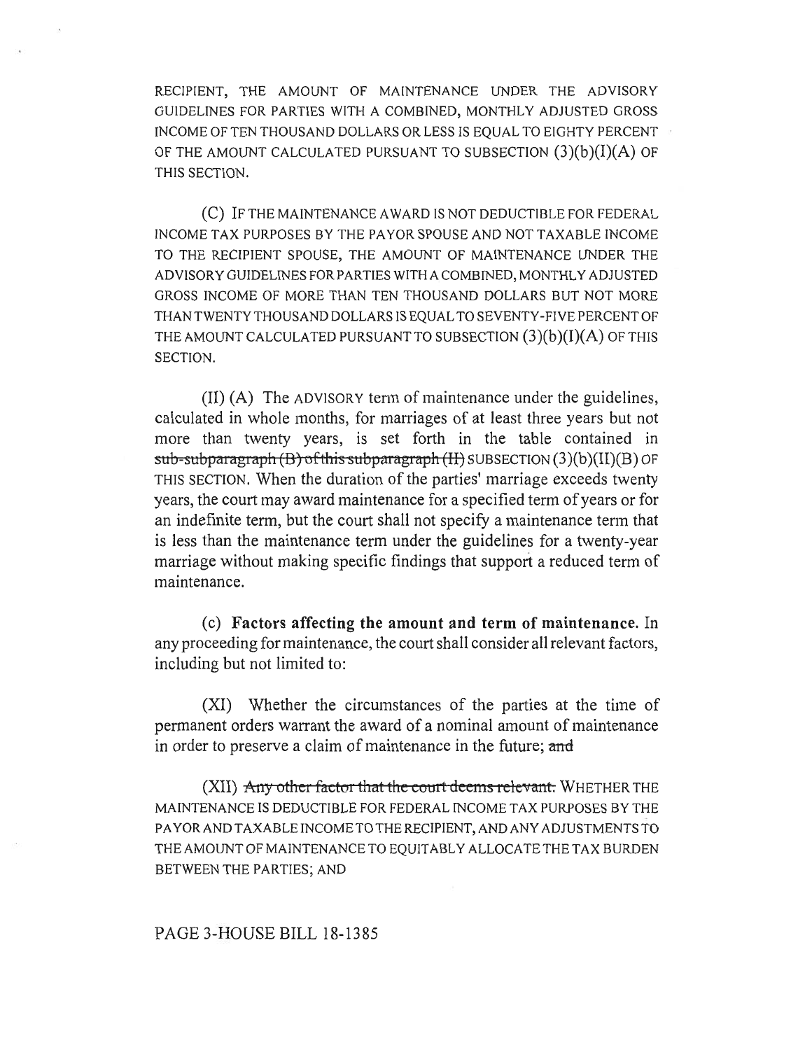RECIPIENT, THE AMOUNT OF MAINTENANCE UNDER THE ADVISORY GUIDELINES FOR PARTIES WITH A COMBINED, MONTHLY ADJUSTED GROSS INCOME OF TEN THOUSAND DOLLARS OR LESS IS EQUAL TO EIGHTY PERCENT OF THE AMOUNT CALCULATED PURSUANT TO SUBSECTION (3)(b)(I)(A) OF THIS SECTION.

(C) IF THE MAINTENANCE AWARD IS NOT DEDUCTIBLE FOR FEDERAL INCOME TAX PURPOSES BY THE PAYOR SPOUSE AND NOT TAXABLE INCOME TO THE RECIPIENT SPOUSE, THE AMOUNT OF MAINTENANCE UNDER THE ADVISORY GUIDELINES FOR PARTIES WITH A COMBINED, MONTHLY ADJUSTED GROSS INCOME OF MORE THAN TEN THOUSAND DOLLARS BUT NOT MORE THAN TWENTY THOUSAND DOLLARS IS EQUAL TO SEVENTY-FIVE PERCENT OF THE AMOUNT CALCULATED PURSUANT TO SUBSECTION (3)(b)(I)(A) OF THIS SECTION.

(II) (A) The ADVISORY term of maintenance under the guidelines, calculated in whole months, for marriages of at least three years but not more than twenty years, is set forth in the table contained in ~~sub-subparagraph (B) of this subparagraph (II)~~ SUBSECTION (3)(b)(II)(B) OF THIS SECTION. When the duration of the parties' marriage exceeds twenty years, the court may award maintenance for a specified term of years or for an indefinite term, but the court shall not specify a maintenance term that is less than the maintenance term under the guidelines for a twenty-year marriage without making specific findings that support a reduced term of maintenance.

(c) **Factors affecting the amount and term of maintenance.** In any proceeding for maintenance, the court shall consider all relevant factors, including but not limited to:

(XI) Whether the circumstances of the parties at the time of permanent orders warrant the award of a nominal amount of maintenance in order to preserve a claim of maintenance in the future; ~~and~~

(XII) ~~Any other factor that the court deems relevant.~~ WHETHER THE MAINTENANCE IS DEDUCTIBLE FOR FEDERAL INCOME TAX PURPOSES BY THE PAYOR AND TAXABLE INCOME TO THE RECIPIENT, AND ANY ADJUSTMENTS TO THE AMOUNT OF MAINTENANCE TO EQUITABLY ALLOCATE THE TAX BURDEN BETWEEN THE PARTIES; AND

PAGE 3-HOUSE BILL 18-1385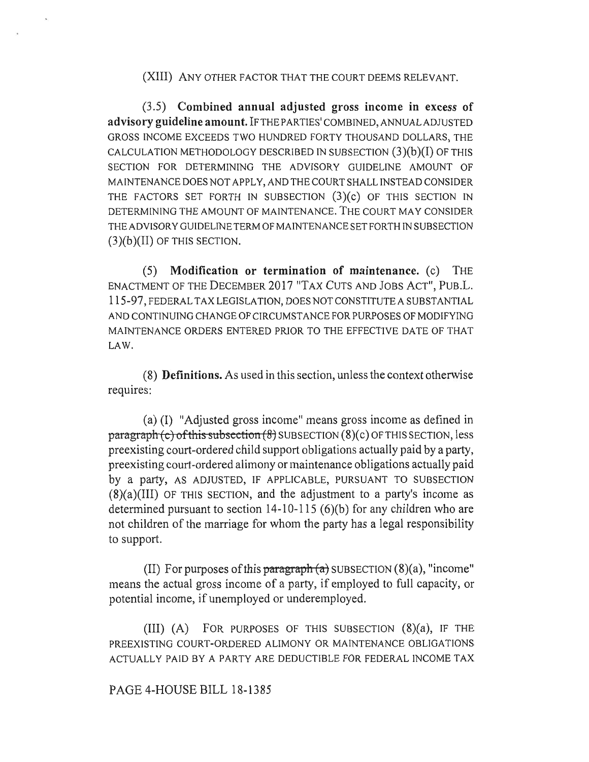(XIII) ANY OTHER FACTOR THAT THE COURT DEEMS RELEVANT.

(3.5) **Combined annual adjusted gross income in excess of advisory guideline amount.** IF THE PARTIES' COMBINED, ANNUAL ADJUSTED GROSS INCOME EXCEEDS TWO HUNDRED FORTY THOUSAND DOLLARS, THE CALCULATION METHODOLOGY DESCRIBED IN SUBSECTION (3)(b)(I) OF THIS SECTION FOR DETERMINING THE ADVISORY GUIDELINE AMOUNT OF MAINTENANCE DOES NOT APPLY, AND THE COURT SHALL INSTEAD CONSIDER THE FACTORS SET FORTH IN SUBSECTION (3)(c) OF THIS SECTION IN DETERMINING THE AMOUNT OF MAINTENANCE. THE COURT MAY CONSIDER THE ADVISORY GUIDELINE TERM OF MAINTENANCE SET FORTH IN SUBSECTION (3)(b)(II) OF THIS SECTION.

(5) **Modification or termination of maintenance.** (c) THE ENACTMENT OF THE DECEMBER 2017 "TAX CUTS AND JOBS ACT", PUB.L. 115-97, FEDERAL TAX LEGISLATION, DOES NOT CONSTITUTE A SUBSTANTIAL AND CONTINUING CHANGE OF CIRCUMSTANCE FOR PURPOSES OF MODIFYING MAINTENANCE ORDERS ENTERED PRIOR TO THE EFFECTIVE DATE OF THAT LAW.

(8) **Definitions.** As used in this section, unless the context otherwise requires:

(a) (I) "Adjusted gross income" means gross income as defined in ~~paragraph (c) of this subsection (8)~~ SUBSECTION (8)(c) OF THIS SECTION, less preexisting court-ordered child support obligations actually paid by a party, preexisting court-ordered alimony or maintenance obligations actually paid by a party, AS ADJUSTED, IF APPLICABLE, PURSUANT TO SUBSECTION (8)(a)(III) OF THIS SECTION, and the adjustment to a party's income as determined pursuant to section 14-10-115 (6)(b) for any children who are not children of the marriage for whom the party has a legal responsibility to support.

(II) For purposes of this ~~paragraph (a)~~ SUBSECTION (8)(a), "income" means the actual gross income of a party, if employed to full capacity, or potential income, if unemployed or underemployed.

(III) (A) FOR PURPOSES OF THIS SUBSECTION (8)(a), IF THE PREEXISTING COURT-ORDERED ALIMONY OR MAINTENANCE OBLIGATIONS ACTUALLY PAID BY A PARTY ARE DEDUCTIBLE FOR FEDERAL INCOME TAX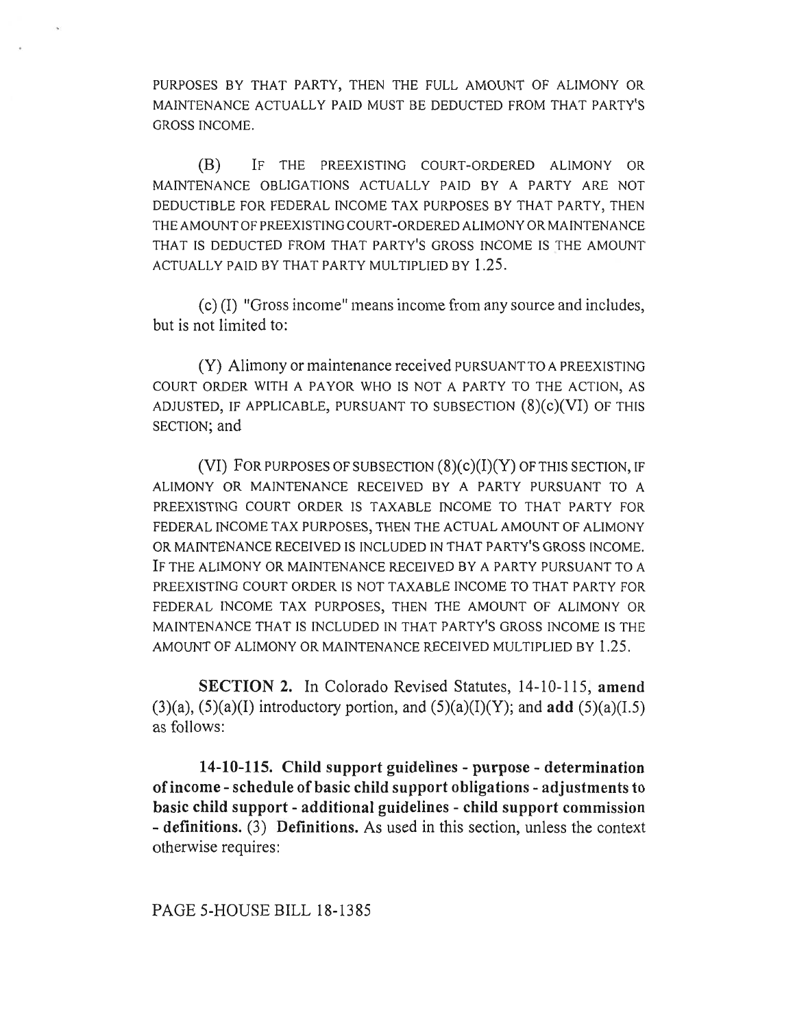PURPOSES BY THAT PARTY, THEN THE FULL AMOUNT OF ALIMONY OR MAINTENANCE ACTUALLY PAID MUST BE DEDUCTED FROM THAT PARTY'S GROSS INCOME.

(B) IF THE PREEXISTING COURT-ORDERED ALIMONY OR MAINTENANCE OBLIGATIONS ACTUALLY PAID BY A PARTY ARE NOT DEDUCTIBLE FOR FEDERAL INCOME TAX PURPOSES BY THAT PARTY, THEN THE AMOUNT OF PREEXISTING COURT-ORDERED ALIMONY OR MAINTENANCE THAT IS DEDUCTED FROM THAT PARTY'S GROSS INCOME IS THE AMOUNT ACTUALLY PAID BY THAT PARTY MULTIPLIED BY 1.25.

(c) (I) "Gross income" means income from any source and includes, but is not limited to:

(Y) Alimony or maintenance received PURSUANT TO A PREEXISTING COURT ORDER WITH A PAYOR WHO IS NOT A PARTY TO THE ACTION, AS ADJUSTED, IF APPLICABLE, PURSUANT TO SUBSECTION (8)(c)(VI) OF THIS SECTION; and

(VI) FOR PURPOSES OF SUBSECTION (8)(c)(I)(Y) OF THIS SECTION, IF ALIMONY OR MAINTENANCE RECEIVED BY A PARTY PURSUANT TO A PREEXISTING COURT ORDER IS TAXABLE INCOME TO THAT PARTY FOR FEDERAL INCOME TAX PURPOSES, THEN THE ACTUAL AMOUNT OF ALIMONY OR MAINTENANCE RECEIVED IS INCLUDED IN THAT PARTY'S GROSS INCOME. IF THE ALIMONY OR MAINTENANCE RECEIVED BY A PARTY PURSUANT TO A PREEXISTING COURT ORDER IS NOT TAXABLE INCOME TO THAT PARTY FOR FEDERAL INCOME TAX PURPOSES, THEN THE AMOUNT OF ALIMONY OR MAINTENANCE THAT IS INCLUDED IN THAT PARTY'S GROSS INCOME IS THE AMOUNT OF ALIMONY OR MAINTENANCE RECEIVED MULTIPLIED BY 1.25.

**SECTION 2.** In Colorado Revised Statutes, 14-10-115, **amend** (3)(a), (5)(a)(I) introductory portion, and (5)(a)(I)(Y); and **add** (5)(a)(I.5) as follows:

**14-10-115. Child support guidelines - purpose - determination of income - schedule of basic child support obligations - adjustments to basic child support - additional guidelines - child support commission - definitions.** (3) **Definitions.** As used in this section, unless the context otherwise requires: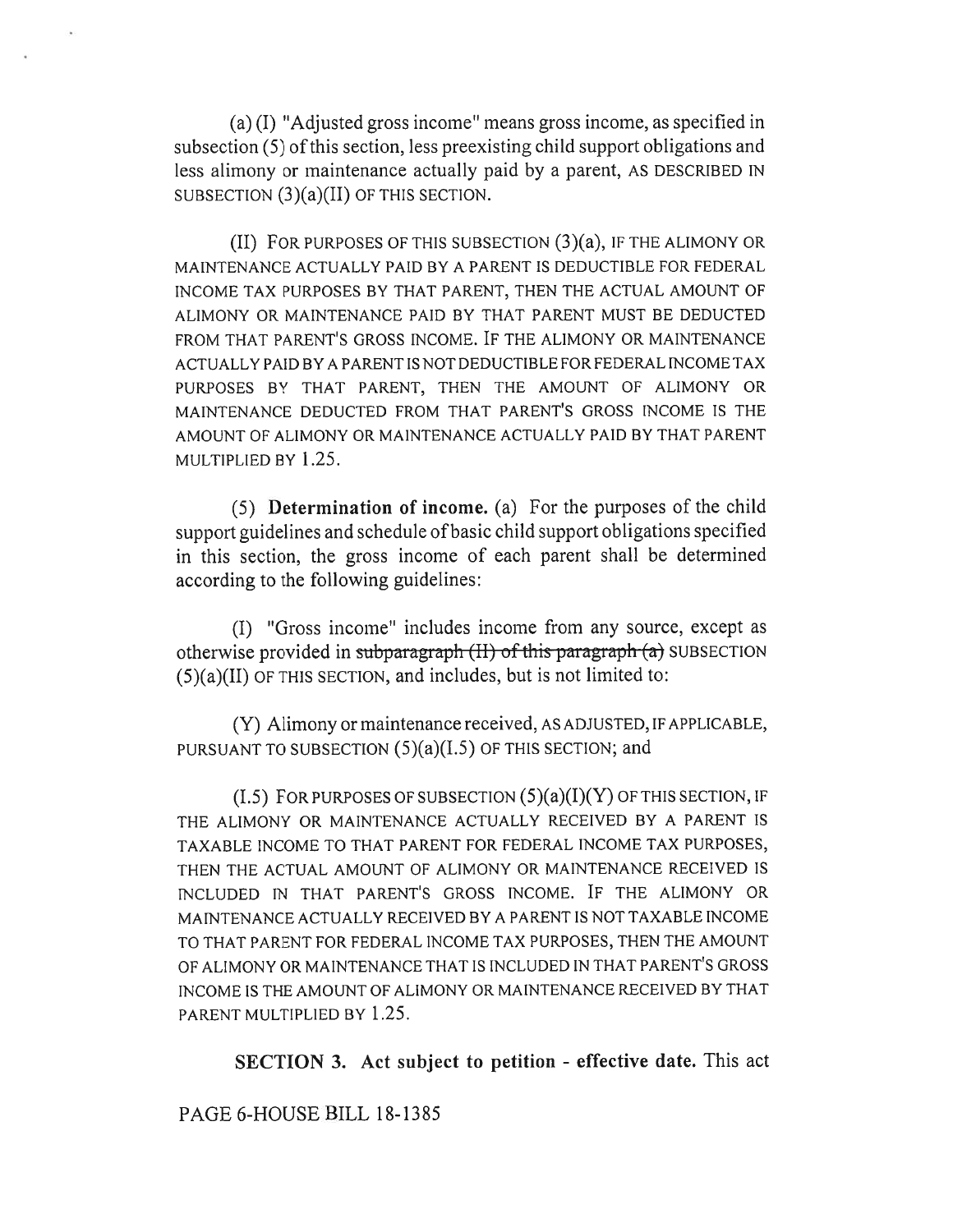(a) (I) "Adjusted gross income" means gross income, as specified in subsection (5) of this section, less preexisting child support obligations and less alimony or maintenance actually paid by a parent, AS DESCRIBED IN SUBSECTION (3)(a)(II) OF THIS SECTION.

(II) FOR PURPOSES OF THIS SUBSECTION (3)(a), IF THE ALIMONY OR MAINTENANCE ACTUALLY PAID BY A PARENT IS DEDUCTIBLE FOR FEDERAL INCOME TAX PURPOSES BY THAT PARENT, THEN THE ACTUAL AMOUNT OF ALIMONY OR MAINTENANCE PAID BY THAT PARENT MUST BE DEDUCTED FROM THAT PARENT'S GROSS INCOME. IF THE ALIMONY OR MAINTENANCE ACTUALLY PAID BY A PARENT IS NOT DEDUCTIBLE FOR FEDERAL INCOME TAX PURPOSES BY THAT PARENT, THEN THE AMOUNT OF ALIMONY OR MAINTENANCE DEDUCTED FROM THAT PARENT'S GROSS INCOME IS THE AMOUNT OF ALIMONY OR MAINTENANCE ACTUALLY PAID BY THAT PARENT MULTIPLIED BY 1.25.

(5) **Determination of income.** (a) For the purposes of the child support guidelines and schedule of basic child support obligations specified in this section, the gross income of each parent shall be determined according to the following guidelines:

(I) "Gross income" includes income from any source, except as otherwise provided in ~~subparagraph (II) of this paragraph (a)~~ SUBSECTION (5)(a)(II) OF THIS SECTION, and includes, but is not limited to:

(Y) Alimony or maintenance received, AS ADJUSTED, IF APPLICABLE, PURSUANT TO SUBSECTION (5)(a)(I.5) OF THIS SECTION; and

(I.5) FOR PURPOSES OF SUBSECTION (5)(a)(I)(Y) OF THIS SECTION, IF THE ALIMONY OR MAINTENANCE ACTUALLY RECEIVED BY A PARENT IS TAXABLE INCOME TO THAT PARENT FOR FEDERAL INCOME TAX PURPOSES, THEN THE ACTUAL AMOUNT OF ALIMONY OR MAINTENANCE RECEIVED IS INCLUDED IN THAT PARENT'S GROSS INCOME. IF THE ALIMONY OR MAINTENANCE ACTUALLY RECEIVED BY A PARENT IS NOT TAXABLE INCOME TO THAT PARENT FOR FEDERAL INCOME TAX PURPOSES, THEN THE AMOUNT OF ALIMONY OR MAINTENANCE THAT IS INCLUDED IN THAT PARENT'S GROSS INCOME IS THE AMOUNT OF ALIMONY OR MAINTENANCE RECEIVED BY THAT PARENT MULTIPLIED BY 1.25.

**SECTION 3. Act subject to petition - effective date.** This act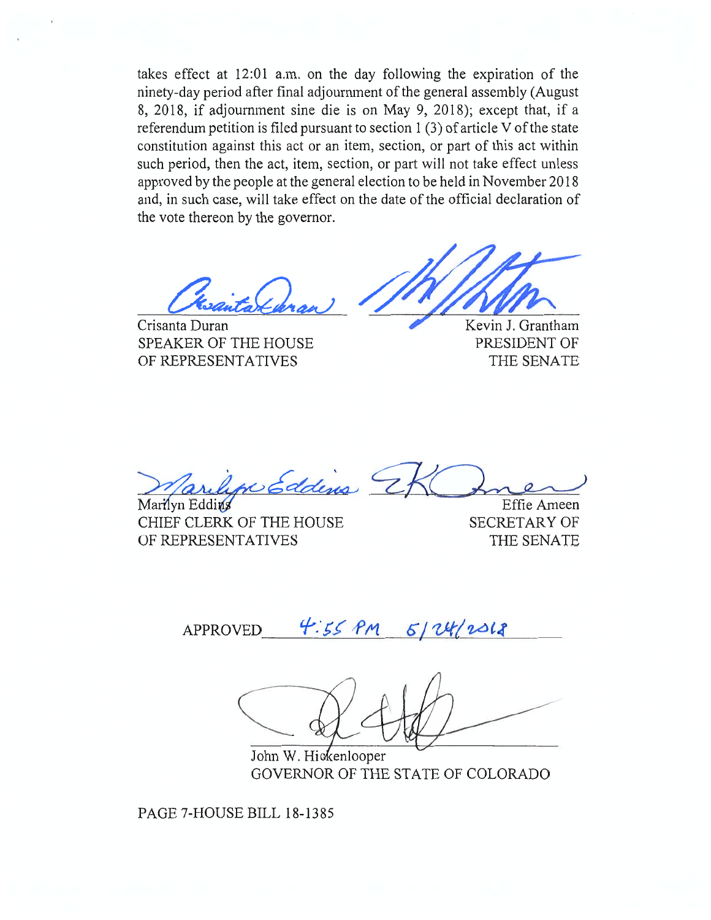takes effect at 12:01 a.m. on the day following the expiration of the ninety-day period after final adjournment of the general assembly (August 8, 2018, if adjournment sine die is on May 9, 2018); except that, if a referendum petition is filed pursuant to section 1 (3) of article V of the state constitution against this act or an item, section, or part of this act within such period, then the act, item, section, or part will not take effect unless approved by the people at the general election to be held in November 2018 and, in such case, will take effect on the date of the official declaration of the vote thereon by the governor.

Crisanta Duran
SPEAKER OF THE HOUSE
OF REPRESENTATIVES

Kevin J. Grantham
PRESIDENT OF
THE SENATE

Marilyn Eddins
CHIEF CLERK OF THE HOUSE
OF REPRESENTATIVES

Effie Ameen
SECRETARY OF
THE SENATE

APPROVED 4:55 PM 5/24/2018

John W. Hickenlooper
GOVERNOR OF THE STATE OF COLORADO

PAGE 7-HOUSE BILL 18-1385